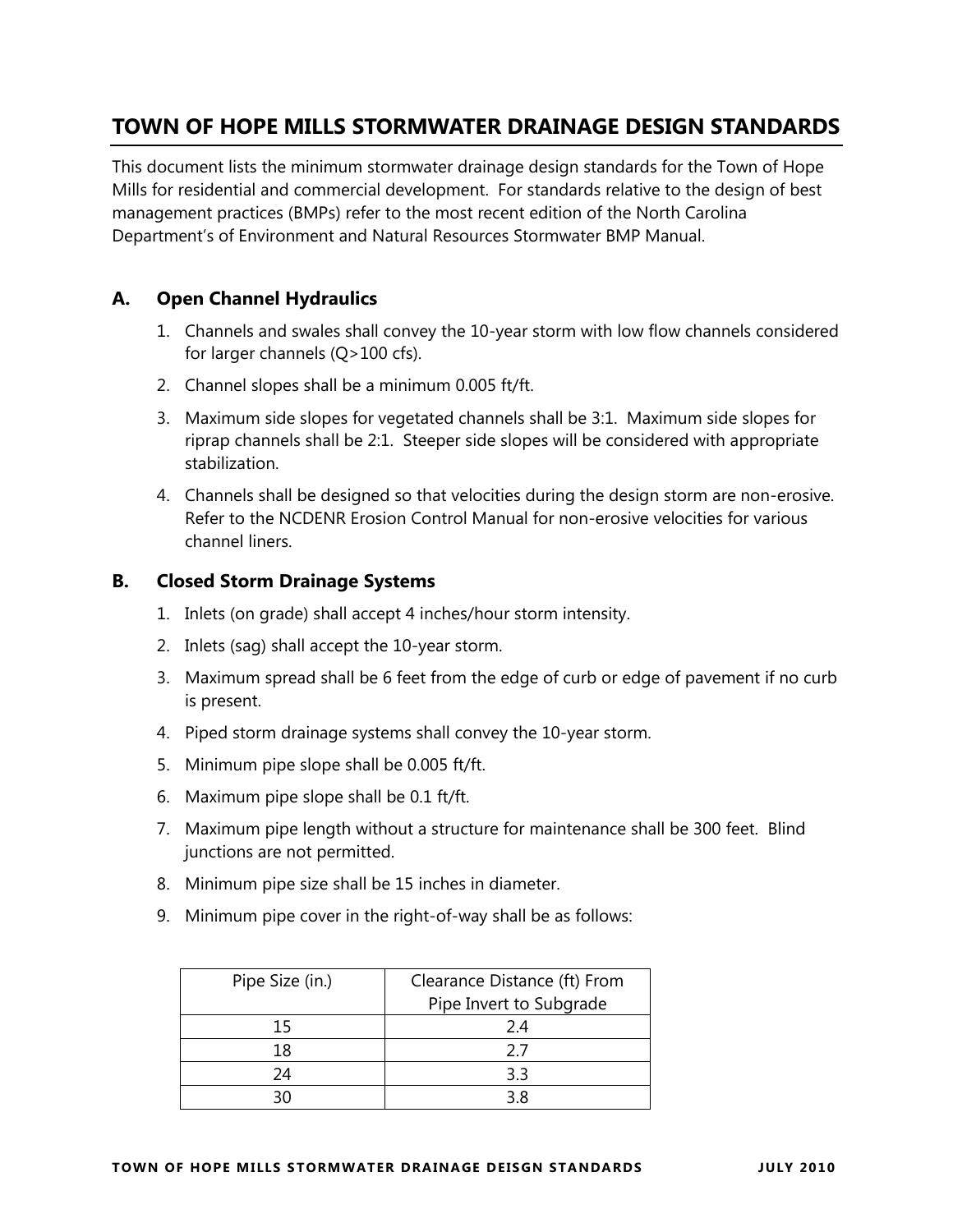# TOWN OF HOPE MILLS STORMWATER DRAINAGE DESIGN STANDARDS

This document lists the minimum stormwater drainage design standards for the Town of Hope Mills for residential and commercial development. For standards relative to the design of best management practices (BMPs) refer to the most recent edition of the North Carolina Department's of Environment and Natural Resources Stormwater BMP Manual.

## A. Open Channel Hydraulics

1. Channels and swales shall convey the 10-year storm with low flow channels considered for larger channels (Q>100 cfs).
2. Channel slopes shall be a minimum 0.005 ft/ft.
3. Maximum side slopes for vegetated channels shall be 3:1. Maximum side slopes for riprap channels shall be 2:1. Steeper side slopes will be considered with appropriate stabilization.
4. Channels shall be designed so that velocities during the design storm are non-erosive. Refer to the NCDENR Erosion Control Manual for non-erosive velocities for various channel liners.

## B. Closed Storm Drainage Systems

1. Inlets (on grade) shall accept 4 inches/hour storm intensity.
2. Inlets (sag) shall accept the 10-year storm.
3. Maximum spread shall be 6 feet from the edge of curb or edge of pavement if no curb is present.
4. Piped storm drainage systems shall convey the 10-year storm.
5. Minimum pipe slope shall be 0.005 ft/ft.
6. Maximum pipe slope shall be 0.1 ft/ft.
7. Maximum pipe length without a structure for maintenance shall be 300 feet. Blind junctions are not permitted.
8. Minimum pipe size shall be 15 inches in diameter.
9. Minimum pipe cover in the right-of-way shall be as follows:

| Pipe Size (in.) | Clearance Distance (ft) From Pipe Invert to Subgrade |
|---|---|
| 15 | 2.4 |
| 18 | 2.7 |
| 24 | 3.3 |
| 30 | 3.8 |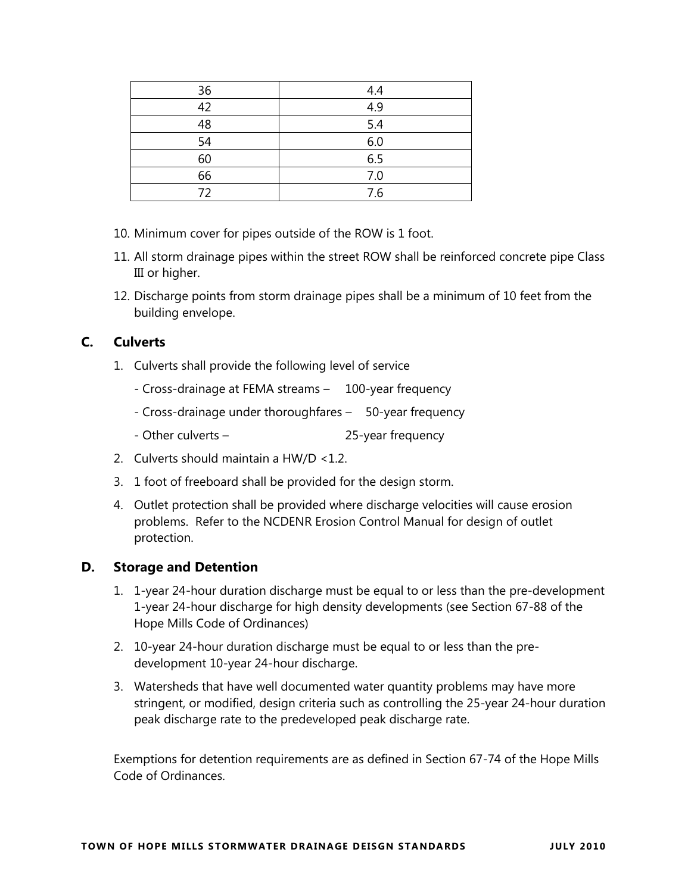| 36 | 4.4 |
|---|---|
| 42 | 4.9 |
| 48 | 5.4 |
| 54 | 6.0 |
| 60 | 6.5 |
| 66 | 7.0 |
| 72 | 7.6 |

10. Minimum cover for pipes outside of the ROW is 1 foot.
11. All storm drainage pipes within the street ROW shall be reinforced concrete pipe Class III or higher.
12. Discharge points from storm drainage pipes shall be a minimum of 10 feet from the building envelope.

## C. Culverts

1. Culverts shall provide the following level of service
   - Cross-drainage at FEMA streams – 100-year frequency
   - Cross-drainage under thoroughfares – 50-year frequency
   - Other culverts – 25-year frequency
2. Culverts should maintain a HW/D <1.2.
3. 1 foot of freeboard shall be provided for the design storm.
4. Outlet protection shall be provided where discharge velocities will cause erosion problems. Refer to the NCDENR Erosion Control Manual for design of outlet protection.

## D. Storage and Detention

1. 1-year 24-hour duration discharge must be equal to or less than the pre-development 1-year 24-hour discharge for high density developments (see Section 67-88 of the Hope Mills Code of Ordinances)
2. 10-year 24-hour duration discharge must be equal to or less than the pre-development 10-year 24-hour discharge.
3. Watersheds that have well documented water quantity problems may have more stringent, or modified, design criteria such as controlling the 25-year 24-hour duration peak discharge rate to the predeveloped peak discharge rate.

Exemptions for detention requirements are as defined in Section 67-74 of the Hope Mills Code of Ordinances.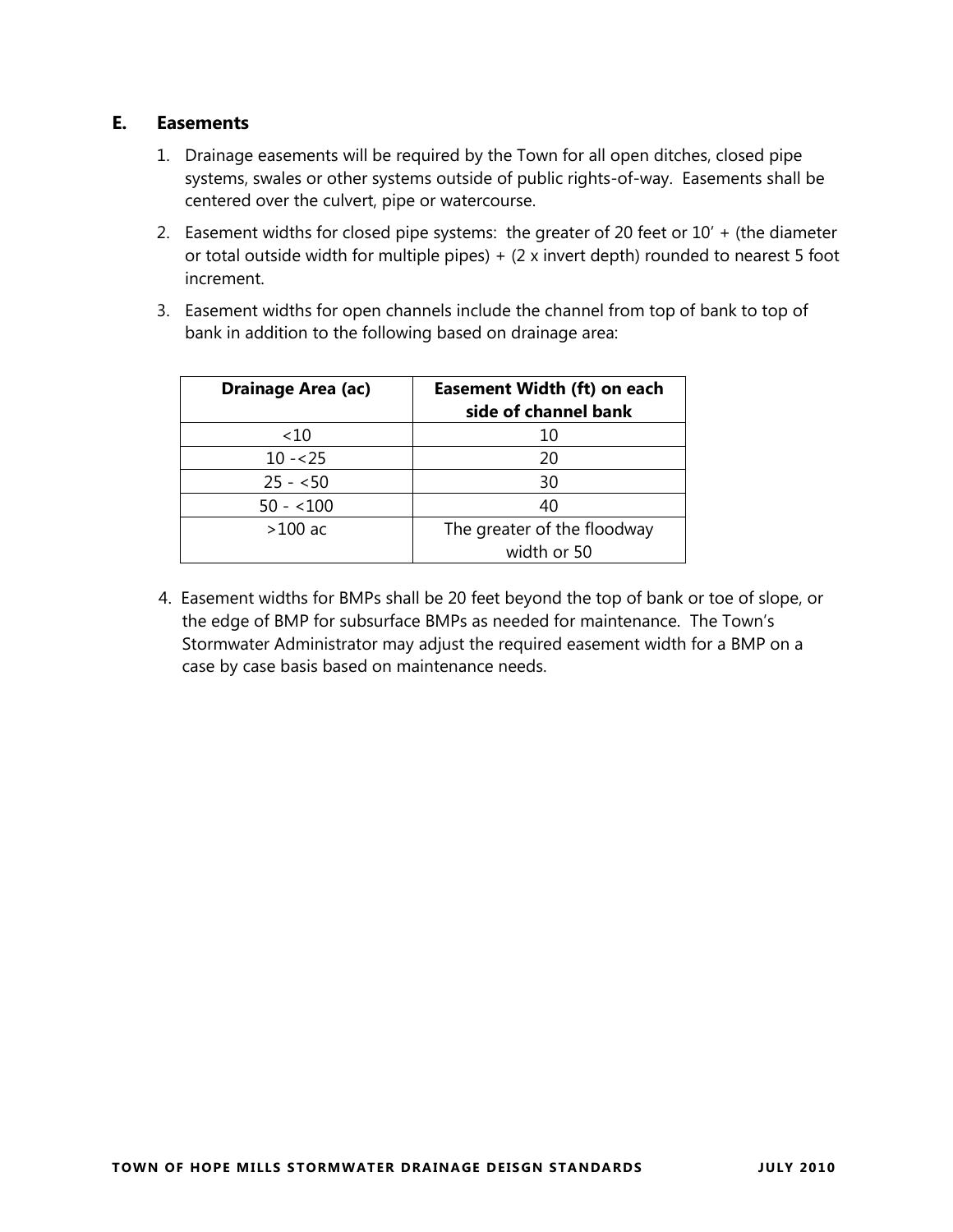## E. Easements

1. Drainage easements will be required by the Town for all open ditches, closed pipe systems, swales or other systems outside of public rights-of-way. Easements shall be centered over the culvert, pipe or watercourse.

2. Easement widths for closed pipe systems: the greater of 20 feet or 10' + (the diameter or total outside width for multiple pipes) + (2 x invert depth) rounded to nearest 5 foot increment.

3. Easement widths for open channels include the channel from top of bank to top of bank in addition to the following based on drainage area:

| Drainage Area (ac) | Easement Width (ft) on each side of channel bank |
|---|---|
| <10 | 10 |
| 10 -<25 | 20 |
| 25 - <50 | 30 |
| 50 - <100 | 40 |
| >100 ac | The greater of the floodway width or 50 |

4. Easement widths for BMPs shall be 20 feet beyond the top of bank or toe of slope, or the edge of BMP for subsurface BMPs as needed for maintenance. The Town's Stormwater Administrator may adjust the required easement width for a BMP on a case by case basis based on maintenance needs.